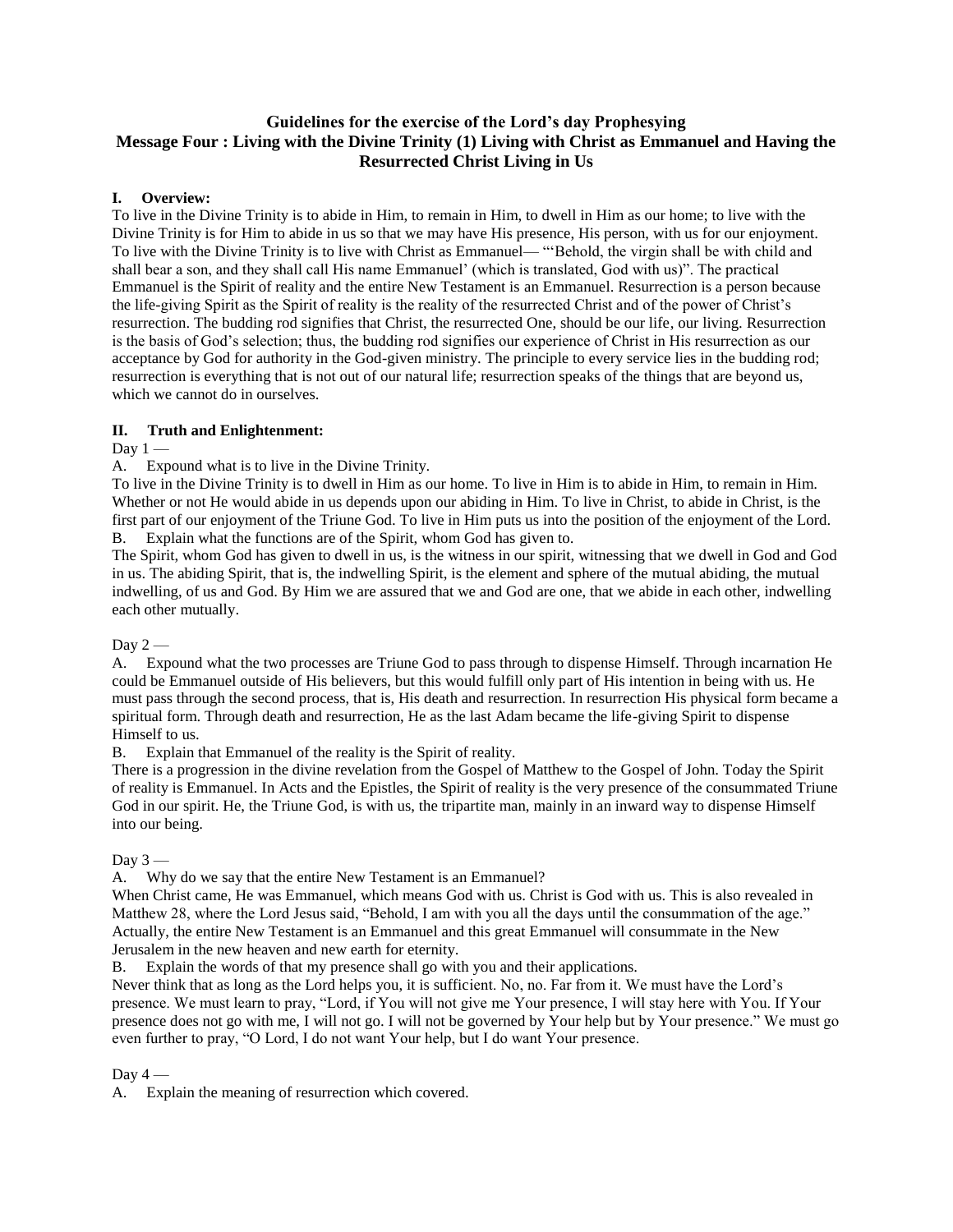# Guidelines for the exercise of the Lord's day Prophesying
## Message Four : Living with the Divine Trinity (1) Living with Christ as Emmanuel and Having the Resurrected Christ Living in Us

### I. Overview:

To live in the Divine Trinity is to abide in Him, to remain in Him, to dwell in Him as our home; to live with the Divine Trinity is for Him to abide in us so that we may have His presence, His person, with us for our enjoyment. To live with the Divine Trinity is to live with Christ as Emmanuel— "'Behold, the virgin shall be with child and shall bear a son, and they shall call His name Emmanuel' (which is translated, God with us)". The practical Emmanuel is the Spirit of reality and the entire New Testament is an Emmanuel. Resurrection is a person because the life-giving Spirit as the Spirit of reality is the reality of the resurrected Christ and of the power of Christ's resurrection. The budding rod signifies that Christ, the resurrected One, should be our life, our living. Resurrection is the basis of God's selection; thus, the budding rod signifies our experience of Christ in His resurrection as our acceptance by God for authority in the God-given ministry. The principle to every service lies in the budding rod; resurrection is everything that is not out of our natural life; resurrection speaks of the things that are beyond us, which we cannot do in ourselves.

### II. Truth and Enlightenment:

Day 1 —

A. Expound what is to live in the Divine Trinity.

To live in the Divine Trinity is to dwell in Him as our home. To live in Him is to abide in Him, to remain in Him. Whether or not He would abide in us depends upon our abiding in Him. To live in Christ, to abide in Christ, is the first part of our enjoyment of the Triune God. To live in Him puts us into the position of the enjoyment of the Lord.

B. Explain what the functions are of the Spirit, whom God has given to.

The Spirit, whom God has given to dwell in us, is the witness in our spirit, witnessing that we dwell in God and God in us. The abiding Spirit, that is, the indwelling Spirit, is the element and sphere of the mutual abiding, the mutual indwelling, of us and God. By Him we are assured that we and God are one, that we abide in each other, indwelling each other mutually.

Day 2 —

A. Expound what the two processes are Triune God to pass through to dispense Himself. Through incarnation He could be Emmanuel outside of His believers, but this would fulfill only part of His intention in being with us. He must pass through the second process, that is, His death and resurrection. In resurrection His physical form became a spiritual form. Through death and resurrection, He as the last Adam became the life-giving Spirit to dispense Himself to us.

B. Explain that Emmanuel of the reality is the Spirit of reality.

There is a progression in the divine revelation from the Gospel of Matthew to the Gospel of John. Today the Spirit of reality is Emmanuel. In Acts and the Epistles, the Spirit of reality is the very presence of the consummated Triune God in our spirit. He, the Triune God, is with us, the tripartite man, mainly in an inward way to dispense Himself into our being.

Day 3 —

A. Why do we say that the entire New Testament is an Emmanuel?

When Christ came, He was Emmanuel, which means God with us. Christ is God with us. This is also revealed in Matthew 28, where the Lord Jesus said, "Behold, I am with you all the days until the consummation of the age." Actually, the entire New Testament is an Emmanuel and this great Emmanuel will consummate in the New Jerusalem in the new heaven and new earth for eternity.

B. Explain the words of that my presence shall go with you and their applications.

Never think that as long as the Lord helps you, it is sufficient. No, no. Far from it. We must have the Lord's presence. We must learn to pray, "Lord, if You will not give me Your presence, I will stay here with You. If Your presence does not go with me, I will not go. I will not be governed by Your help but by Your presence." We must go even further to pray, "O Lord, I do not want Your help, but I do want Your presence.

Day 4 —

A. Explain the meaning of resurrection which covered.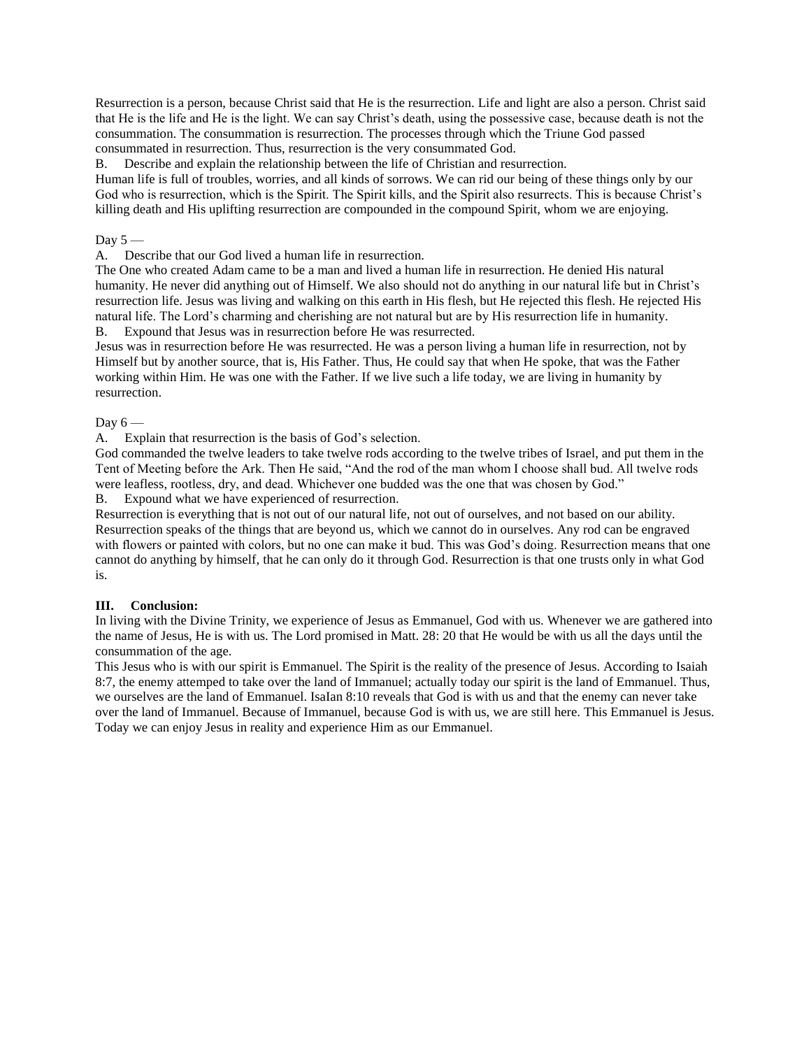Resurrection is a person, because Christ said that He is the resurrection. Life and light are also a person. Christ said that He is the life and He is the light. We can say Christ's death, using the possessive case, because death is not the consummation. The consummation is resurrection. The processes through which the Triune God passed consummated in resurrection. Thus, resurrection is the very consummated God.

B. Describe and explain the relationship between the life of Christian and resurrection.

Human life is full of troubles, worries, and all kinds of sorrows. We can rid our being of these things only by our God who is resurrection, which is the Spirit. The Spirit kills, and the Spirit also resurrects. This is because Christ's killing death and His uplifting resurrection are compounded in the compound Spirit, whom we are enjoying.

Day 5 —

A. Describe that our God lived a human life in resurrection.

The One who created Adam came to be a man and lived a human life in resurrection. He denied His natural humanity. He never did anything out of Himself. We also should not do anything in our natural life but in Christ's resurrection life. Jesus was living and walking on this earth in His flesh, but He rejected this flesh. He rejected His natural life. The Lord's charming and cherishing are not natural but are by His resurrection life in humanity.

B. Expound that Jesus was in resurrection before He was resurrected.

Jesus was in resurrection before He was resurrected. He was a person living a human life in resurrection, not by Himself but by another source, that is, His Father. Thus, He could say that when He spoke, that was the Father working within Him. He was one with the Father. If we live such a life today, we are living in humanity by resurrection.

Day 6 —

A. Explain that resurrection is the basis of God's selection.

God commanded the twelve leaders to take twelve rods according to the twelve tribes of Israel, and put them in the Tent of Meeting before the Ark. Then He said, "And the rod of the man whom I choose shall bud. All twelve rods were leafless, rootless, dry, and dead. Whichever one budded was the one that was chosen by God."

B. Expound what we have experienced of resurrection.

Resurrection is everything that is not out of our natural life, not out of ourselves, and not based on our ability. Resurrection speaks of the things that are beyond us, which we cannot do in ourselves. Any rod can be engraved with flowers or painted with colors, but no one can make it bud. This was God's doing. Resurrection means that one cannot do anything by himself, that he can only do it through God. Resurrection is that one trusts only in what God is.

**III. Conclusion:**

In living with the Divine Trinity, we experience of Jesus as Emmanuel, God with us. Whenever we are gathered into the name of Jesus, He is with us. The Lord promised in Matt. 28: 20 that He would be with us all the days until the consummation of the age.

This Jesus who is with our spirit is Emmanuel. The Spirit is the reality of the presence of Jesus. According to Isaiah 8:7, the enemy attemped to take over the land of Immanuel; actually today our spirit is the land of Emmanuel. Thus, we ourselves are the land of Emmanuel. IsaIan 8:10 reveals that God is with us and that the enemy can never take over the land of Immanuel. Because of Immanuel, because God is with us, we are still here. This Emmanuel is Jesus. Today we can enjoy Jesus in reality and experience Him as our Emmanuel.